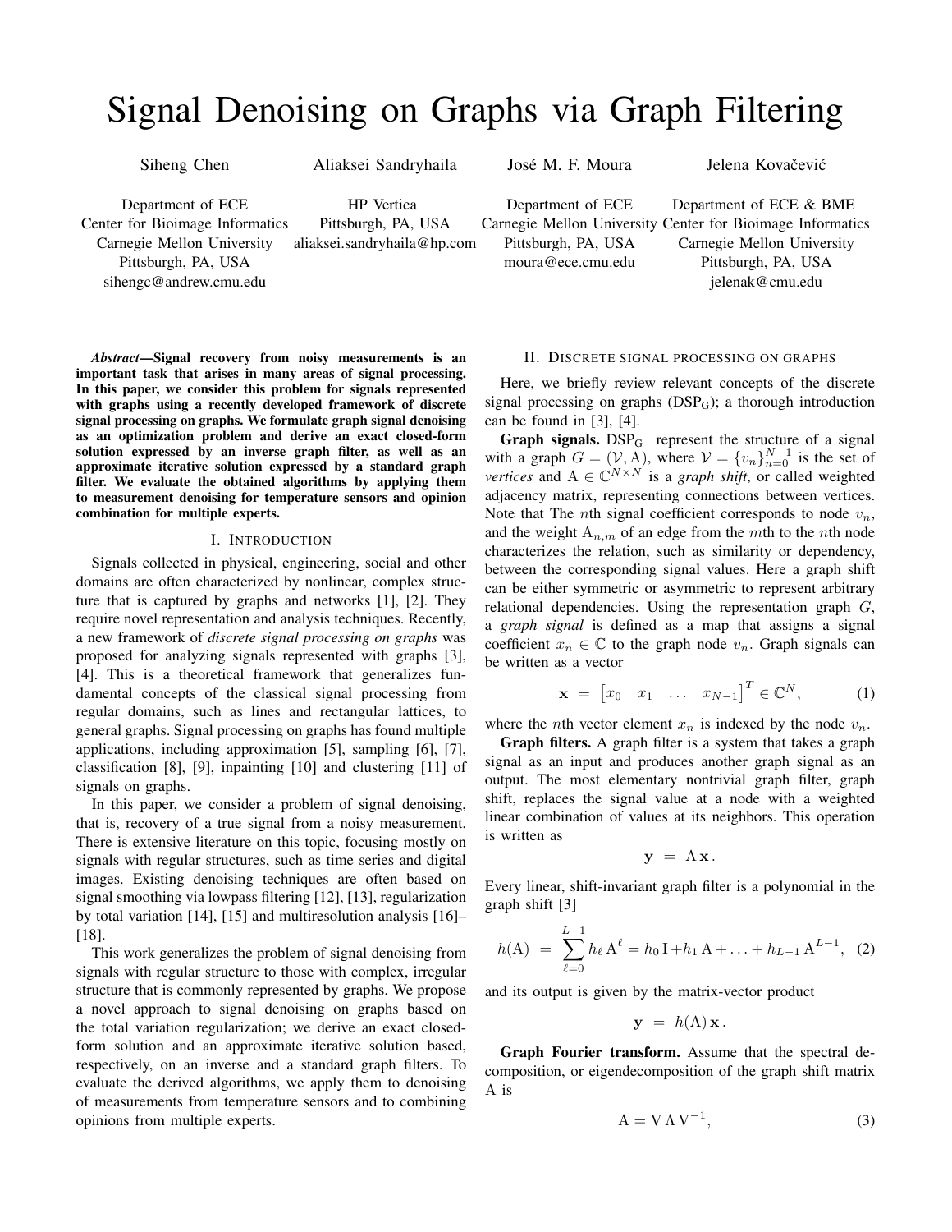# Signal Denoising on Graphs via Graph Filtering

Siheng Chen
Department of ECE
Center for Bioimage Informatics
Carnegie Mellon University
Pittsburgh, PA, USA
sihengc@andrew.cmu.edu

Aliaksei Sandryhaila
HP Vertica
Pittsburgh, PA, USA
aliaksei.sandryhaila@hp.com

José M. F. Moura
Department of ECE
Carnegie Mellon University
Pittsburgh, PA, USA
moura@ece.cmu.edu

Jelena Kovačević
Department of ECE & BME
Center for Bioimage Informatics
Carnegie Mellon University
Pittsburgh, PA, USA
jelenak@cmu.edu

***Abstract*—Signal recovery from noisy measurements is an important task that arises in many areas of signal processing. In this paper, we consider this problem for signals represented with graphs using a recently developed framework of discrete signal processing on graphs. We formulate graph signal denoising as an optimization problem and derive an exact closed-form solution expressed by an inverse graph filter, as well as an approximate iterative solution expressed by a standard graph filter. We evaluate the obtained algorithms by applying them to measurement denoising for temperature sensors and opinion combination for multiple experts.**

## I. Introduction

Signals collected in physical, engineering, social and other domains are often characterized by nonlinear, complex structure that is captured by graphs and networks [1], [2]. They require novel representation and analysis techniques. Recently, a new framework of *discrete signal processing on graphs* was proposed for analyzing signals represented with graphs [3], [4]. This is a theoretical framework that generalizes fundamental concepts of the classical signal processing from regular domains, such as lines and rectangular lattices, to general graphs. Signal processing on graphs has found multiple applications, including approximation [5], sampling [6], [7], classification [8], [9], inpainting [10] and clustering [11] of signals on graphs.

In this paper, we consider a problem of signal denoising, that is, recovery of a true signal from a noisy measurement. There is extensive literature on this topic, focusing mostly on signals with regular structures, such as time series and digital images. Existing denoising techniques are often based on signal smoothing via lowpass filtering [12], [13], regularization by total variation [14], [15] and multiresolution analysis [16]–[18].

This work generalizes the problem of signal denoising from signals with regular structure to those with complex, irregular structure that is commonly represented by graphs. We propose a novel approach to signal denoising on graphs based on the total variation regularization; we derive an exact closed-form solution and an approximate iterative solution based, respectively, on an inverse and a standard graph filters. To evaluate the derived algorithms, we apply them to denoising of measurements from temperature sensors and to combining opinions from multiple experts.

## II. Discrete signal processing on graphs

Here, we briefly review relevant concepts of the discrete signal processing on graphs (DSP$_{\rm G}$); a thorough introduction can be found in [3], [4].

**Graph signals.** DSP$_{\rm G}$ represent the structure of a signal with a graph $G = (\mathcal{V}, {\rm A})$, where $\mathcal{V} = \{v_n\}_{n=0}^{N-1}$ is the set of *vertices* and ${\rm A} \in \mathbb{C}^{N \times N}$ is a *graph shift*, or called weighted adjacency matrix, representing connections between vertices. Note that The $n$th signal coefficient corresponds to node $v_n$, and the weight ${\rm A}_{n,m}$ of an edge from the $m$th to the $n$th node characterizes the relation, such as similarity or dependency, between the corresponding signal values. Here a graph shift can be either symmetric or asymmetric to represent arbitrary relational dependencies. Using the representation graph $G$, a *graph signal* is defined as a map that assigns a signal coefficient $x_n \in \mathbb{C}$ to the graph node $v_n$. Graph signals can be written as a vector

$$\mathbf{x} \ = \ \begin{bmatrix} x_0 & x_1 & \dots & x_{N-1} \end{bmatrix}^T \in \mathbb{C}^N, \tag{1}$$

where the $n$th vector element $x_n$ is indexed by the node $v_n$.

**Graph filters.** A graph filter is a system that takes a graph signal as an input and produces another graph signal as an output. The most elementary nontrivial graph filter, graph shift, replaces the signal value at a node with a weighted linear combination of values at its neighbors. This operation is written as

$$\mathbf{y} \ = \ {\rm A}\,\mathbf{x}.$$

Every linear, shift-invariant graph filter is a polynomial in the graph shift [3]

$$h({\rm A}) \ = \ \sum_{\ell=0}^{L-1} h_\ell\, {\rm A}^\ell = h_0\, {\rm I} + h_1\, {\rm A} + \ldots + h_{L-1}\, {\rm A}^{L-1}, \tag{2}$$

and its output is given by the matrix-vector product

$$\mathbf{y} \ = \ h({\rm A})\,\mathbf{x}.$$

**Graph Fourier transform.** Assume that the spectral decomposition, or eigendecomposition of the graph shift matrix A is

$${\rm A} = {\rm V}\,\Lambda\,{\rm V}^{-1}, \tag{3}$$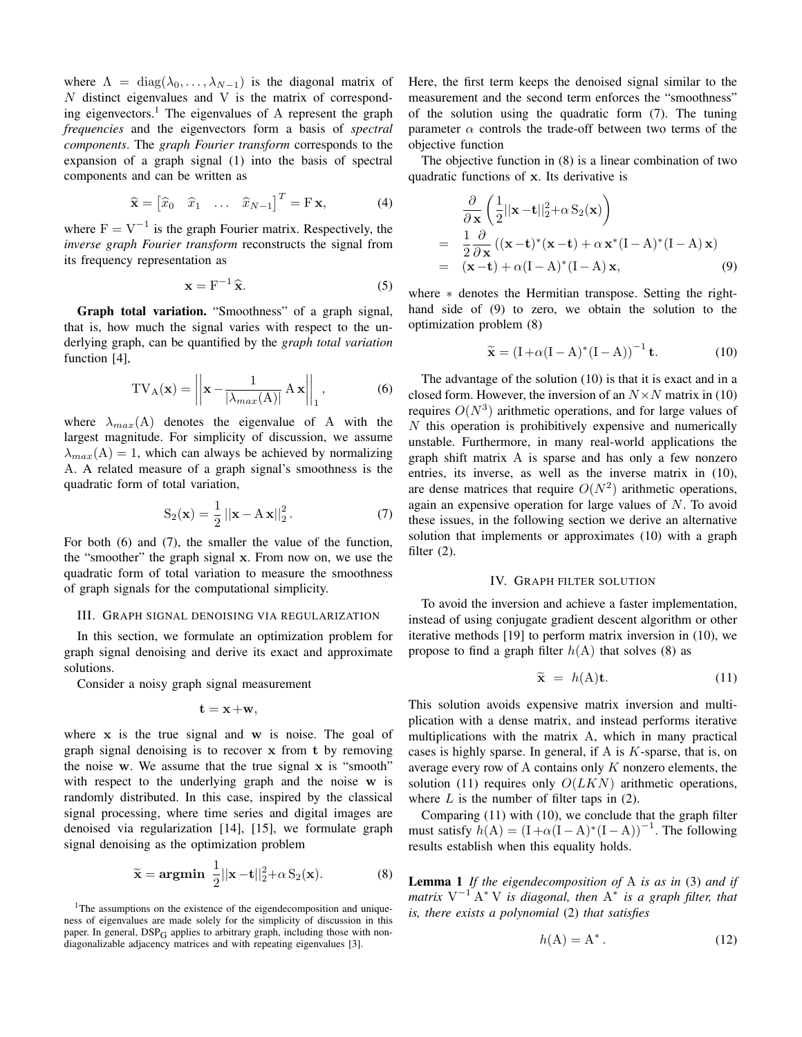where $\Lambda = \text{diag}(\lambda_0, \ldots, \lambda_{N-1})$ is the diagonal matrix of $N$ distinct eigenvalues and $\mathrm{V}$ is the matrix of corresponding eigenvectors.[1] The eigenvalues of $\mathrm{A}$ represent the graph *frequencies* and the eigenvectors form a basis of *spectral components*. The *graph Fourier transform* corresponds to the expansion of a graph signal (1) into the basis of spectral components and can be written as

$$\widehat{\mathbf{x}} = \begin{bmatrix} \widehat{x}_0 & \widehat{x}_1 & \ldots & \widehat{x}_{N-1} \end{bmatrix}^T = \mathrm{F}\,\mathbf{x}, \tag{4}$$

where $\mathrm{F} = \mathrm{V}^{-1}$ is the graph Fourier matrix. Respectively, the *inverse graph Fourier transform* reconstructs the signal from its frequency representation as

$$\mathbf{x} = \mathrm{F}^{-1}\,\widehat{\mathbf{x}}. \tag{5}$$

**Graph total variation.** "Smoothness" of a graph signal, that is, how much the signal varies with respect to the underlying graph, can be quantified by the *graph total variation* function [4],

$$\mathrm{TV}_{\mathrm{A}}(\mathbf{x}) = \left|\left|\mathbf{x} - \frac{1}{|\lambda_{max}(\mathrm{A})|}\,\mathrm{A}\,\mathbf{x}\right|\right|_1, \tag{6}$$

where $\lambda_{max}(\mathrm{A})$ denotes the eigenvalue of $\mathrm{A}$ with the largest magnitude. For simplicity of discussion, we assume $\lambda_{max}(\mathrm{A}) = 1$, which can always be achieved by normalizing $\mathrm{A}$. A related measure of a graph signal's smoothness is the quadratic form of total variation,

$$\mathrm{S}_2(\mathbf{x}) = \frac{1}{2}\,||\mathbf{x} - \mathrm{A}\,\mathbf{x}||_2^2. \tag{7}$$

For both (6) and (7), the smaller the value of the function, the "smoother" the graph signal $\mathbf{x}$. From now on, we use the quadratic form of total variation to measure the smoothness of graph signals for the computational simplicity.

## III. Graph signal denoising via regularization

In this section, we formulate an optimization problem for graph signal denoising and derive its exact and approximate solutions.

Consider a noisy graph signal measurement

$$\mathbf{t} = \mathbf{x} + \mathbf{w},$$

where $\mathbf{x}$ is the true signal and $\mathbf{w}$ is noise. The goal of graph signal denoising is to recover $\mathbf{x}$ from $\mathbf{t}$ by removing the noise $\mathbf{w}$. We assume that the true signal $\mathbf{x}$ is "smooth" with respect to the underlying graph and the noise $\mathbf{w}$ is randomly distributed. In this case, inspired by the classical signal processing, where time series and digital images are denoised via regularization [14], [15], we formulate graph signal denoising as the optimization problem

$$\widetilde{\mathbf{x}} = \mathbf{argmin}\ \frac{1}{2}||\mathbf{x} - \mathbf{t}||_2^2 + \alpha\,\mathrm{S}_2(\mathbf{x}). \tag{8}$$

Here, the first term keeps the denoised signal similar to the measurement and the second term enforces the "smoothness" of the solution using the quadratic form (7). The tuning parameter $\alpha$ controls the trade-off between two terms of the objective function

The objective function in (8) is a linear combination of two quadratic functions of $\mathbf{x}$. Its derivative is

$$\begin{aligned}
&\frac{\partial}{\partial\,\mathbf{x}}\left(\frac{1}{2}||\mathbf{x} - \mathbf{t}||_2^2 + \alpha\,\mathrm{S}_2(\mathbf{x})\right) \\
=\ & \frac{1}{2}\frac{\partial}{\partial\,\mathbf{x}}\left((\mathbf{x} - \mathbf{t})^*(\mathbf{x} - \mathbf{t}) + \alpha\,\mathbf{x}^*(\mathrm{I} - \mathrm{A})^*(\mathrm{I} - \mathrm{A})\,\mathbf{x}\right) \\
=\ & (\mathbf{x} - \mathbf{t}) + \alpha(\mathrm{I} - \mathrm{A})^*(\mathrm{I} - \mathrm{A})\,\mathbf{x},
\end{aligned} \tag{9}$$

where $*$ denotes the Hermitian transpose. Setting the right-hand side of (9) to zero, we obtain the solution to the optimization problem (8)

$$\widetilde{\mathbf{x}} = (\mathrm{I} + \alpha(\mathrm{I} - \mathrm{A})^*(\mathrm{I} - \mathrm{A}))^{-1}\,\mathbf{t}. \tag{10}$$

The advantage of the solution (10) is that it is exact and in a closed form. However, the inversion of an $N \times N$ matrix in (10) requires $O(N^3)$ arithmetic operations, and for large values of $N$ this operation is prohibitively expensive and numerically unstable. Furthermore, in many real-world applications the graph shift matrix $\mathrm{A}$ is sparse and has only a few nonzero entries, its inverse, as well as the inverse matrix in (10), are dense matrices that require $O(N^2)$ arithmetic operations, again an expensive operation for large values of $N$. To avoid these issues, in the following section we derive an alternative solution that implements or approximates (10) with a graph filter (2).

## IV. Graph filter solution

To avoid the inversion and achieve a faster implementation, instead of using conjugate gradient descent algorithm or other iterative methods [19] to perform matrix inversion in (10), we propose to find a graph filter $h(\mathrm{A})$ that solves (8) as

$$\widetilde{\mathbf{x}} \ = \ h(\mathrm{A})\mathbf{t}. \tag{11}$$

This solution avoids expensive matrix inversion and multiplication with a dense matrix, and instead performs iterative multiplications with the matrix $\mathrm{A}$, which in many practical cases is highly sparse. In general, if $\mathrm{A}$ is $K$-sparse, that is, on average every row of $\mathrm{A}$ contains only $K$ nonzero elements, the solution (11) requires only $O(LKN)$ arithmetic operations, where $L$ is the number of filter taps in (2).

Comparing (11) with (10), we conclude that the graph filter must satisfy $h(\mathrm{A}) = (\mathrm{I} + \alpha(\mathrm{I} - \mathrm{A})^*(\mathrm{I} - \mathrm{A}))^{-1}$. The following results establish when this equality holds.

**Lemma 1** *If the eigendecomposition of* $\mathrm{A}$ *is as in* (3) *and if matrix* $\mathrm{V}^{-1}\,\mathrm{A}^*\,\mathrm{V}$ *is diagonal, then* $\mathrm{A}^*$ *is a graph filter, that is, there exists a polynomial* (2) *that satisfies*

$$h(\mathrm{A}) = \mathrm{A}^*. \tag{12}$$

[1] The assumptions on the existence of the eigendecomposition and uniqueness of eigenvalues are made solely for the simplicity of discussion in this paper. In general, $\mathrm{DSP_G}$ applies to arbitrary graph, including those with non-diagonalizable adjacency matrices and with repeating eigenvalues [3].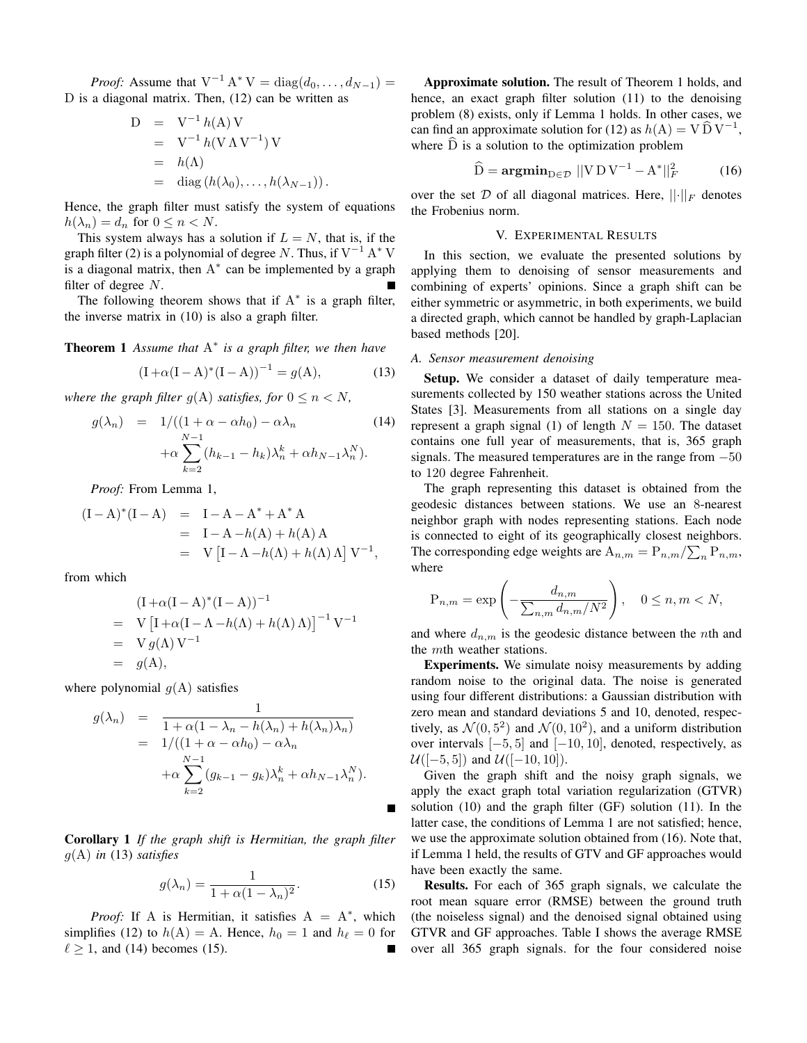*Proof:* Assume that $\mathrm{V}^{-1}\,\mathrm{A}^*\,\mathrm{V} = \mathrm{diag}(d_0, \ldots, d_{N-1}) = \mathrm{D}$ is a diagonal matrix. Then, (12) can be written as

$$
\begin{aligned}
\mathrm{D} &= \mathrm{V}^{-1}\,h(\mathrm{A})\,\mathrm{V} \\
&= \mathrm{V}^{-1}\,h(\mathrm{V}\,\Lambda\,\mathrm{V}^{-1})\,\mathrm{V} \\
&= h(\Lambda) \\
&= \mathrm{diag}\left(h(\lambda_0), \ldots, h(\lambda_{N-1})\right).
\end{aligned}
$$

Hence, the graph filter must satisfy the system of equations $h(\lambda_n) = d_n$ for $0 \leq n < N$.

This system always has a solution if $L = N$, that is, if the graph filter (2) is a polynomial of degree $N$. Thus, if $\mathrm{V}^{-1}\,\mathrm{A}^*\,\mathrm{V}$ is a diagonal matrix, then $\mathrm{A}^*$ can be implemented by a graph filter of degree $N$. ∎

The following theorem shows that if $\mathrm{A}^*$ is a graph filter, the inverse matrix in (10) is also a graph filter.

**Theorem 1** *Assume that $\mathrm{A}^*$ is a graph filter, we then have*

$$
(\mathrm{I} + \alpha(\mathrm{I} - \mathrm{A})^*(\mathrm{I} - \mathrm{A}))^{-1} = g(\mathrm{A}), \tag{13}
$$

*where the graph filter $g(\mathrm{A})$ satisfies, for $0 \leq n < N$,*

$$
\begin{aligned}
g(\lambda_n) &= 1/((1 + \alpha - \alpha h_0) - \alpha\lambda_n \\
&\quad + \alpha \sum_{k=2}^{N-1} (h_{k-1} - h_k)\lambda_n^k + \alpha h_{N-1}\lambda_n^N).
\end{aligned} \tag{14}
$$

*Proof:* From Lemma 1,

$$
\begin{aligned}
(\mathrm{I} - \mathrm{A})^*(\mathrm{I} - \mathrm{A}) &= \mathrm{I} - \mathrm{A} - \mathrm{A}^* + \mathrm{A}^*\,\mathrm{A} \\
&= \mathrm{I} - \mathrm{A} - h(\mathrm{A}) + h(\mathrm{A})\,\mathrm{A} \\
&= \mathrm{V}\left[\mathrm{I} - \Lambda - h(\Lambda) + h(\Lambda)\,\Lambda\right]\mathrm{V}^{-1},
\end{aligned}
$$

from which

$$
\begin{aligned}
&(\mathrm{I} + \alpha(\mathrm{I} - \mathrm{A})^*(\mathrm{I} - \mathrm{A}))^{-1} \\
&= \mathrm{V}\left[\mathrm{I} + \alpha(\mathrm{I} - \Lambda - h(\Lambda) + h(\Lambda)\,\Lambda)\right]^{-1}\mathrm{V}^{-1} \\
&= \mathrm{V}\,g(\Lambda)\,\mathrm{V}^{-1} \\
&= g(\mathrm{A}),
\end{aligned}
$$

where polynomial $g(\mathrm{A})$ satisfies

$$
\begin{aligned}
g(\lambda_n) &= \frac{1}{1 + \alpha(1 - \lambda_n - h(\lambda_n) + h(\lambda_n)\lambda_n)} \\
&= 1/((1 + \alpha - \alpha h_0) - \alpha\lambda_n \\
&\quad + \alpha \sum_{k=2}^{N-1} (g_{k-1} - g_k)\lambda_n^k + \alpha h_{N-1}\lambda_n^N).
\end{aligned}
$$

∎

**Corollary 1** *If the graph shift is Hermitian, the graph filter $g(\mathrm{A})$ in (13) satisfies*

$$
g(\lambda_n) = \frac{1}{1 + \alpha(1 - \lambda_n)^2}. \tag{15}
$$

*Proof:* If A is Hermitian, it satisfies $\mathrm{A} = \mathrm{A}^*$, which simplifies (12) to $h(\mathrm{A}) = \mathrm{A}$. Hence, $h_0 = 1$ and $h_\ell = 0$ for $\ell \geq 1$, and (14) becomes (15). ∎

**Approximate solution.** The result of Theorem 1 holds, and hence, an exact graph filter solution (11) to the denoising problem (8) exists, only if Lemma 1 holds. In other cases, we can find an approximate solution for (12) as $h(\mathrm{A}) = \mathrm{V}\,\widehat{\mathrm{D}}\,\mathrm{V}^{-1}$, where $\widehat{\mathrm{D}}$ is a solution to the optimization problem

$$
\widehat{\mathrm{D}} = \mathbf{argmin}_{\mathrm{D} \in \mathcal{D}} \; ||\mathrm{V}\,\mathrm{D}\,\mathrm{V}^{-1} - \mathrm{A}^*||_F^2 \tag{16}
$$

over the set $\mathcal{D}$ of all diagonal matrices. Here, $||\cdot||_F$ denotes the Frobenius norm.

## V. Experimental Results

In this section, we evaluate the presented solutions by applying them to denoising of sensor measurements and combining of experts' opinions. Since a graph shift can be either symmetric or asymmetric, in both experiments, we build a directed graph, which cannot be handled by graph-Laplacian based methods [20].

### A. Sensor measurement denoising

**Setup.** We consider a dataset of daily temperature measurements collected by 150 weather stations across the United States [3]. Measurements from all stations on a single day represent a graph signal (1) of length $N = 150$. The dataset contains one full year of measurements, that is, 365 graph signals. The measured temperatures are in the range from $-50$ to 120 degree Fahrenheit.

The graph representing this dataset is obtained from the geodesic distances between stations. We use an 8-nearest neighbor graph with nodes representing stations. Each node is connected to eight of its geographically closest neighbors. The corresponding edge weights are $\mathrm{A}_{n,m} = \mathrm{P}_{n,m}/\sum_n \mathrm{P}_{n,m}$, where

$$
\mathrm{P}_{n,m} = \exp\left(-\frac{d_{n,m}}{\sum_{n,m} d_{n,m}/N^2}\right), \quad 0 \leq n, m < N,
$$

and where $d_{n,m}$ is the geodesic distance between the $n$th and the $m$th weather stations.

**Experiments.** We simulate noisy measurements by adding random noise to the original data. The noise is generated using four different distributions: a Gaussian distribution with zero mean and standard deviations 5 and 10, denoted, respectively, as $\mathcal{N}(0, 5^2)$ and $\mathcal{N}(0, 10^2)$, and a uniform distribution over intervals $[-5, 5]$ and $[-10, 10]$, denoted, respectively, as $\mathcal{U}([-5, 5])$ and $\mathcal{U}([-10, 10])$.

Given the graph shift and the noisy graph signals, we apply the exact graph total variation regularization (GTVR) solution (10) and the graph filter (GF) solution (11). In the latter case, the conditions of Lemma 1 are not satisfied; hence, we use the approximate solution obtained from (16). Note that, if Lemma 1 held, the results of GTV and GF approaches would have been exactly the same.

**Results.** For each of 365 graph signals, we calculate the root mean square error (RMSE) between the ground truth (the noiseless signal) and the denoised signal obtained using GTVR and GF approaches. Table I shows the average RMSE over all 365 graph signals. for the four considered noise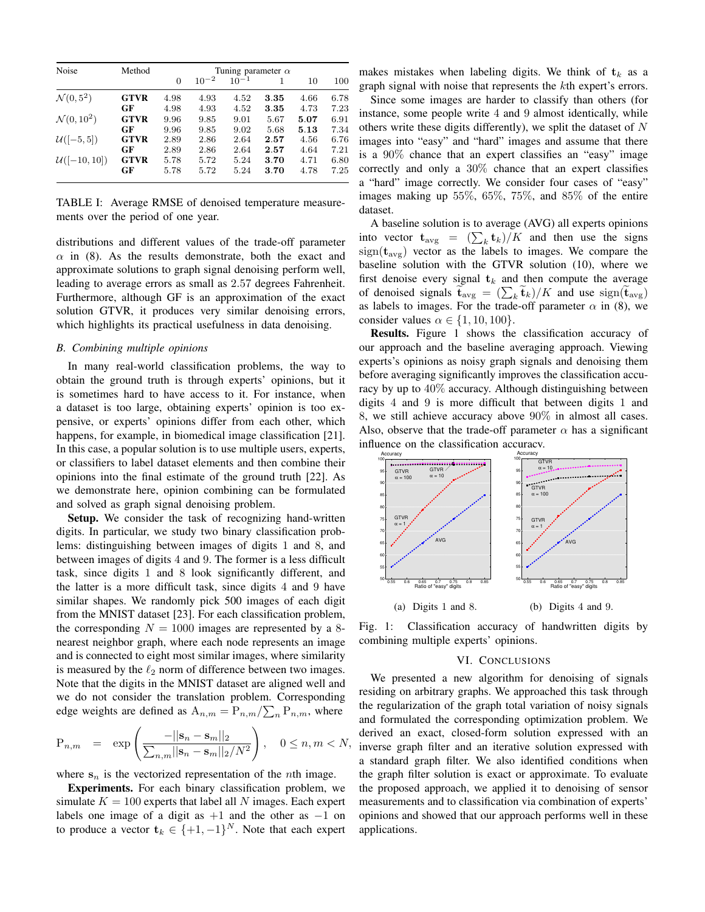| Noise | Method | Tuning parameter $\alpha$ | | | | | |
|---|---|---|---|---|---|---|---|
| | | 0 | $10^{-2}$ | $10^{-1}$ | 1 | 10 | 100 |
| $\mathcal{N}(0, 5^2)$ | **GTVR** | 4.98 | 4.93 | 4.52 | **3.35** | 4.66 | 6.78 |
| | **GF** | 4.98 | 4.93 | 4.52 | **3.35** | 4.73 | 7.23 |
| $\mathcal{N}(0, 10^2)$ | **GTVR** | 9.96 | 9.85 | 9.01 | 5.67 | **5.07** | 6.91 |
| | **GF** | 9.96 | 9.85 | 9.02 | 5.68 | **5.13** | 7.34 |
| $\mathcal{U}([-5, 5])$ | **GTVR** | 2.89 | 2.86 | 2.64 | **2.57** | 4.56 | 6.76 |
| | **GF** | 2.89 | 2.86 | 2.64 | **2.57** | 4.64 | 7.21 |
| $\mathcal{U}([-10, 10])$ | **GTVR** | 5.78 | 5.72 | 5.24 | **3.70** | 4.71 | 6.80 |
| | **GF** | 5.78 | 5.72 | 5.24 | **3.70** | 4.78 | 7.25 |

TABLE I: Average RMSE of denoised temperature measurements over the period of one year.

distributions and different values of the trade-off parameter $\alpha$ in (8). As the results demonstrate, both the exact and approximate solutions to graph signal denoising perform well, leading to average errors as small as 2.57 degrees Fahrenheit. Furthermore, although GF is an approximation of the exact solution GTVR, it produces very similar denoising errors, which highlights its practical usefulness in data denoising.

### *B. Combining multiple opinions*

In many real-world classification problems, the way to obtain the ground truth is through experts' opinions, but it is sometimes hard to have access to it. For instance, when a dataset is too large, obtaining experts' opinion is too expensive, or experts' opinions differ from each other, which happens, for example, in biomedical image classification [21]. In this case, a popular solution is to use multiple users, experts, or classifiers to label dataset elements and then combine their opinions into the final estimate of the ground truth [22]. As we demonstrate here, opinion combining can be formulated and solved as graph signal denoising problem.

**Setup.** We consider the task of recognizing hand-written digits. In particular, we study two binary classification problems: distinguishing between images of digits 1 and 8, and between images of digits 4 and 9. The former is a less difficult task, since digits 1 and 8 look significantly different, and the latter is a more difficult task, since digits 4 and 9 have similar shapes. We randomly pick 500 images of each digit from the MNIST dataset [23]. For each classification problem, the corresponding $N = 1000$ images are represented by a 8-nearest neighbor graph, where each node represents an image and is connected to eight most similar images, where similarity is measured by the $\ell_2$ norm of difference between two images. Note that the digits in the MNIST dataset are aligned well and we do not consider the translation problem. Corresponding edge weights are defined as $\mathrm{A}_{n,m} = \mathrm{P}_{n,m}/\sum_n \mathrm{P}_{n,m}$, where

$$\mathrm{P}_{n,m} \quad = \quad \exp\left(\frac{-||\mathbf{s}_n - \mathbf{s}_m||_2}{\sum_{n,m}||\mathbf{s}_n - \mathbf{s}_m||_2/N^2}\right), \quad 0 \leq n, m < N,$$

where $\mathbf{s}_n$ is the vectorized representation of the $n$th image.

**Experiments.** For each binary classification problem, we simulate $K = 100$ experts that label all $N$ images. Each expert labels one image of a digit as $+1$ and the other as $-1$ on to produce a vector $\mathbf{t}_k \in \{+1, -1\}^N$. Note that each expert makes mistakes when labeling digits. We think of $\mathbf{t}_k$ as a graph signal with noise that represents the $k$th expert's errors.

Since some images are harder to classify than others (for instance, some people write 4 and 9 almost identically, while others write these digits differently), we split the dataset of $N$ images into "easy" and "hard" images and assume that there is a 90% chance that an expert classifies an "easy" image correctly and only a 30% chance that an expert classifies a "hard" image correctly. We consider four cases of "easy" images making up 55%, 65%, 75%, and 85% of the entire dataset.

A baseline solution is to average (AVG) all experts opinions into vector $\mathbf{t}_{\text{avg}} = (\sum_k \mathbf{t}_k)/K$ and then use the signs $\text{sign}(\mathbf{t}_{\text{avg}})$ vector as the labels to images. We compare the baseline solution with the GTVR solution (10), where we first denoise every signal $\mathbf{t}_k$ and then compute the average of denoised signals $\widetilde{\mathbf{t}}_{\text{avg}} = (\sum_k \widetilde{\mathbf{t}}_k)/K$ and use $\text{sign}(\widetilde{\mathbf{t}}_{\text{avg}})$ as labels to images. For the trade-off parameter $\alpha$ in (8), we consider values $\alpha \in \{1, 10, 100\}$.

**Results.** Figure 1 shows the classification accuracy of our approach and the baseline averaging approach. Viewing experts's opinions as noisy graph signals and denoising them before averaging significantly improves the classification accuracy by up to 40% accuracy. Although distinguishing between digits 4 and 9 is more difficult that between digits 1 and 8, we still achieve accuracy above 90% in almost all cases. Also, observe that the trade-off parameter $\alpha$ has a significant influence on the classification accuracy.

(a) Digits 1 and 8. (b) Digits 4 and 9.

Fig. 1: Classification accuracy of handwritten digits by combining multiple experts' opinions.

## VI. Conclusions

We presented a new algorithm for denoising of signals residing on arbitrary graphs. We approached this task through the regularization of the graph total variation of noisy signals and formulated the corresponding optimization problem. We derived an exact, closed-form solution expressed with an inverse graph filter and an iterative solution expressed with a standard graph filter. We also identified conditions when the graph filter solution is exact or approximate. To evaluate the proposed approach, we applied it to denoising of sensor measurements and to classification via combination of experts' opinions and showed that our approach performs well in these applications.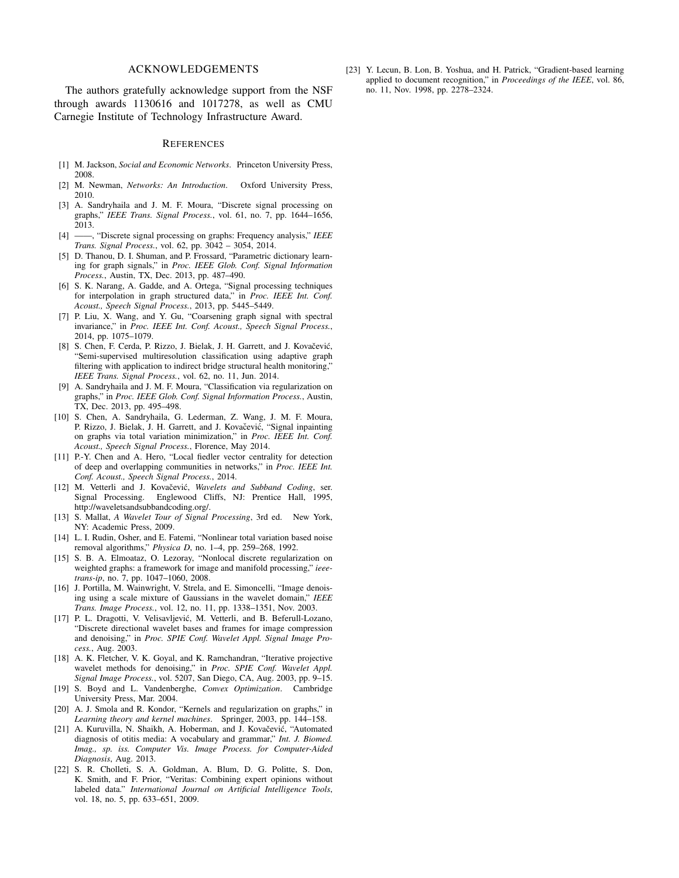## ACKNOWLEDGEMENTS

The authors gratefully acknowledge support from the NSF through awards 1130616 and 1017278, as well as CMU Carnegie Institute of Technology Infrastructure Award.

## REFERENCES

[1] M. Jackson, *Social and Economic Networks*. Princeton University Press, 2008.

[2] M. Newman, *Networks: An Introduction*. Oxford University Press, 2010.

[3] A. Sandryhaila and J. M. F. Moura, "Discrete signal processing on graphs," *IEEE Trans. Signal Process.*, vol. 61, no. 7, pp. 1644–1656, 2013.

[4] ——, "Discrete signal processing on graphs: Frequency analysis," *IEEE Trans. Signal Process.*, vol. 62, pp. 3042 – 3054, 2014.

[5] D. Thanou, D. I. Shuman, and P. Frossard, "Parametric dictionary learning for graph signals," in *Proc. IEEE Glob. Conf. Signal Information Process.*, Austin, TX, Dec. 2013, pp. 487–490.

[6] S. K. Narang, A. Gadde, and A. Ortega, "Signal processing techniques for interpolation in graph structured data," in *Proc. IEEE Int. Conf. Acoust., Speech Signal Process.*, 2013, pp. 5445–5449.

[7] P. Liu, X. Wang, and Y. Gu, "Coarsening graph signal with spectral invariance," in *Proc. IEEE Int. Conf. Acoust., Speech Signal Process.*, 2014, pp. 1075–1079.

[8] S. Chen, F. Cerda, P. Rizzo, J. Bielak, J. H. Garrett, and J. Kovačević, "Semi-supervised multiresolution classification using adaptive graph filtering with application to indirect bridge structural health monitoring," *IEEE Trans. Signal Process.*, vol. 62, no. 11, Jun. 2014.

[9] A. Sandryhaila and J. M. F. Moura, "Classification via regularization on graphs," in *Proc. IEEE Glob. Conf. Signal Information Process.*, Austin, TX, Dec. 2013, pp. 495–498.

[10] S. Chen, A. Sandryhaila, G. Lederman, Z. Wang, J. M. F. Moura, P. Rizzo, J. Bielak, J. H. Garrett, and J. Kovačević, "Signal inpainting on graphs via total variation minimization," in *Proc. IEEE Int. Conf. Acoust., Speech Signal Process.*, Florence, May 2014.

[11] P.-Y. Chen and A. Hero, "Local fiedler vector centrality for detection of deep and overlapping communities in networks," in *Proc. IEEE Int. Conf. Acoust., Speech Signal Process.*, 2014.

[12] M. Vetterli and J. Kovačević, *Wavelets and Subband Coding*, ser. Signal Processing. Englewood Cliffs, NJ: Prentice Hall, 1995, http://waveletsandsubbandcoding.org/.

[13] S. Mallat, *A Wavelet Tour of Signal Processing*, 3rd ed. New York, NY: Academic Press, 2009.

[14] L. I. Rudin, Osher, and E. Fatemi, "Nonlinear total variation based noise removal algorithms," *Physica D*, no. 1–4, pp. 259–268, 1992.

[15] S. B. A. Elmoataz, O. Lezoray, "Nonlocal discrete regularization on weighted graphs: a framework for image and manifold processing," *ieee-trans-ip*, no. 7, pp. 1047–1060, 2008.

[16] J. Portilla, M. Wainwright, V. Strela, and E. Simoncelli, "Image denoising using a scale mixture of Gaussians in the wavelet domain," *IEEE Trans. Image Process.*, vol. 12, no. 11, pp. 1338–1351, Nov. 2003.

[17] P. L. Dragotti, V. Velisavljević, M. Vetterli, and B. Beferull-Lozano, "Discrete directional wavelet bases and frames for image compression and denoising," in *Proc. SPIE Conf. Wavelet Appl. Signal Image Process.*, Aug. 2003.

[18] A. K. Fletcher, V. K. Goyal, and K. Ramchandran, "Iterative projective wavelet methods for denoising," in *Proc. SPIE Conf. Wavelet Appl. Signal Image Process.*, vol. 5207, San Diego, CA, Aug. 2003, pp. 9–15.

[19] S. Boyd and L. Vandenberghe, *Convex Optimization*. Cambridge University Press, Mar. 2004.

[20] A. J. Smola and R. Kondor, "Kernels and regularization on graphs," in *Learning theory and kernel machines*. Springer, 2003, pp. 144–158.

[21] A. Kuruvilla, N. Shaikh, A. Hoberman, and J. Kovačević, "Automated diagnosis of otitis media: A vocabulary and grammar," *Int. J. Biomed. Imag., sp. iss. Computer Vis. Image Process. for Computer-Aided Diagnosis*, Aug. 2013.

[22] S. R. Cholleti, S. A. Goldman, A. Blum, D. G. Politte, S. Don, K. Smith, and F. Prior, "Veritas: Combining expert opinions without labeled data." *International Journal on Artificial Intelligence Tools*, vol. 18, no. 5, pp. 633–651, 2009.

[23] Y. Lecun, B. Lon, B. Yoshua, and H. Patrick, "Gradient-based learning applied to document recognition," in *Proceedings of the IEEE*, vol. 86, no. 11, Nov. 1998, pp. 2278–2324.